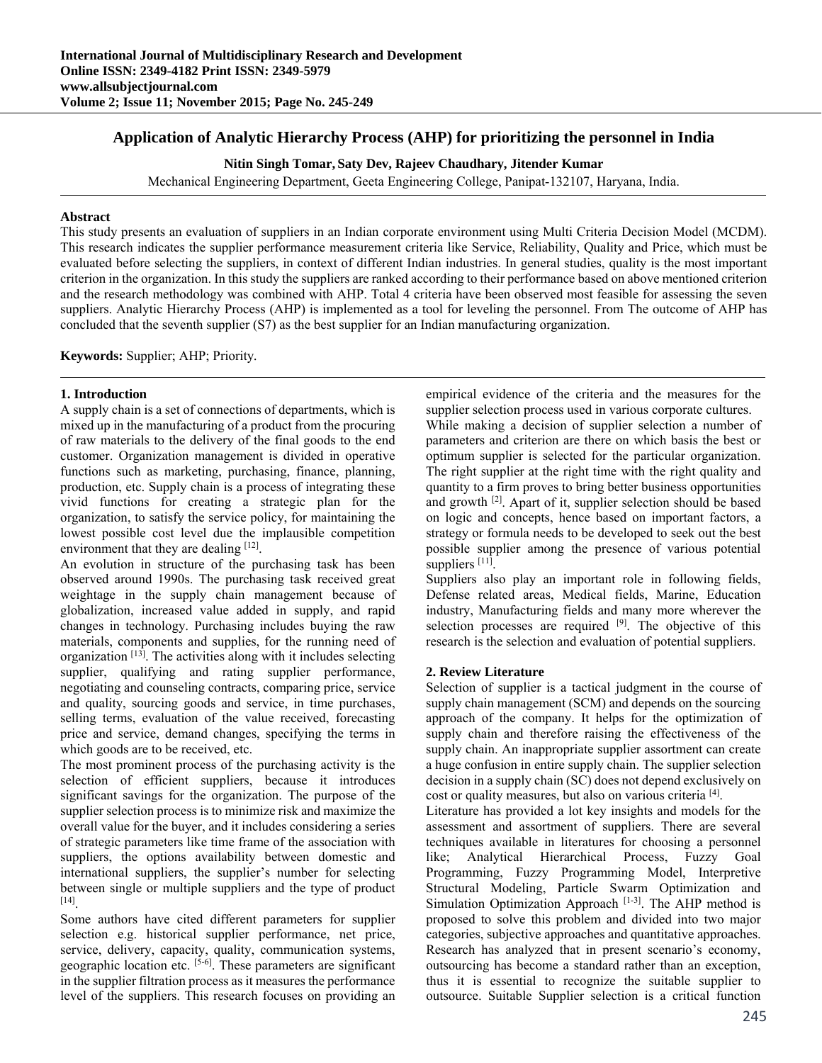# Application of Analytic Hierarchy Process (AHP) for prioritizing the personnel in India

**Nitin Singh Tomar, Saty Dev, Rajeev Chaudhary, Jitender Kumar**

Mechanical Engineering Department, Geeta Engineering College, Panipat-132107, Haryana, India.

## Abstract

This study presents an evaluation of suppliers in an Indian corporate environment using Multi Criteria Decision Model (MCDM). This research indicates the supplier performance measurement criteria like Service, Reliability, Quality and Price, which must be evaluated before selecting the suppliers, in context of different Indian industries. In general studies, quality is the most important criterion in the organization. In this study the suppliers are ranked according to their performance based on above mentioned criterion and the research methodology was combined with AHP. Total 4 criteria have been observed most feasible for assessing the seven suppliers. Analytic Hierarchy Process (AHP) is implemented as a tool for leveling the personnel. From The outcome of AHP has concluded that the seventh supplier (S7) as the best supplier for an Indian manufacturing organization.

**Keywords:** Supplier; AHP; Priority.

## 1. Introduction

A supply chain is a set of connections of departments, which is mixed up in the manufacturing of a product from the procuring of raw materials to the delivery of the final goods to the end customer. Organization management is divided in operative functions such as marketing, purchasing, finance, planning, production, etc. Supply chain is a process of integrating these vivid functions for creating a strategic plan for the organization, to satisfy the service policy, for maintaining the lowest possible cost level due the implausible competition environment that they are dealing [12].

An evolution in structure of the purchasing task has been observed around 1990s. The purchasing task received great weightage in the supply chain management because of globalization, increased value added in supply, and rapid changes in technology. Purchasing includes buying the raw materials, components and supplies, for the running need of organization [13]. The activities along with it includes selecting supplier, qualifying and rating supplier performance, negotiating and counseling contracts, comparing price, service and quality, sourcing goods and service, in time purchases, selling terms, evaluation of the value received, forecasting price and service, demand changes, specifying the terms in which goods are to be received, etc.

The most prominent process of the purchasing activity is the selection of efficient suppliers, because it introduces significant savings for the organization. The purpose of the supplier selection process is to minimize risk and maximize the overall value for the buyer, and it includes considering a series of strategic parameters like time frame of the association with suppliers, the options availability between domestic and international suppliers, the supplier's number for selecting between single or multiple suppliers and the type of product [14].

Some authors have cited different parameters for supplier selection e.g. historical supplier performance, net price, service, delivery, capacity, quality, communication systems, geographic location etc. [5-6]. These parameters are significant in the supplier filtration process as it measures the performance level of the suppliers. This research focuses on providing an empirical evidence of the criteria and the measures for the supplier selection process used in various corporate cultures.

While making a decision of supplier selection a number of parameters and criterion are there on which basis the best or optimum supplier is selected for the particular organization. The right supplier at the right time with the right quality and quantity to a firm proves to bring better business opportunities and growth [2]. Apart of it, supplier selection should be based on logic and concepts, hence based on important factors, a strategy or formula needs to be developed to seek out the best possible supplier among the presence of various potential suppliers [11].

Suppliers also play an important role in following fields, Defense related areas, Medical fields, Marine, Education industry, Manufacturing fields and many more wherever the selection processes are required [9]. The objective of this research is the selection and evaluation of potential suppliers.

## 2. Review Literature

Selection of supplier is a tactical judgment in the course of supply chain management (SCM) and depends on the sourcing approach of the company. It helps for the optimization of supply chain and therefore raising the effectiveness of the supply chain. An inappropriate supplier assortment can create a huge confusion in entire supply chain. The supplier selection decision in a supply chain (SC) does not depend exclusively on cost or quality measures, but also on various criteria [4].

Literature has provided a lot key insights and models for the assessment and assortment of suppliers. There are several techniques available in literatures for choosing a personnel like; Analytical Hierarchical Process, Fuzzy Goal Programming, Fuzzy Programming Model, Interpretive Structural Modeling, Particle Swarm Optimization and Simulation Optimization Approach [1-3]. The AHP method is proposed to solve this problem and divided into two major categories, subjective approaches and quantitative approaches. Research has analyzed that in present scenario's economy, outsourcing has become a standard rather than an exception, thus it is essential to recognize the suitable supplier to outsource. Suitable Supplier selection is a critical function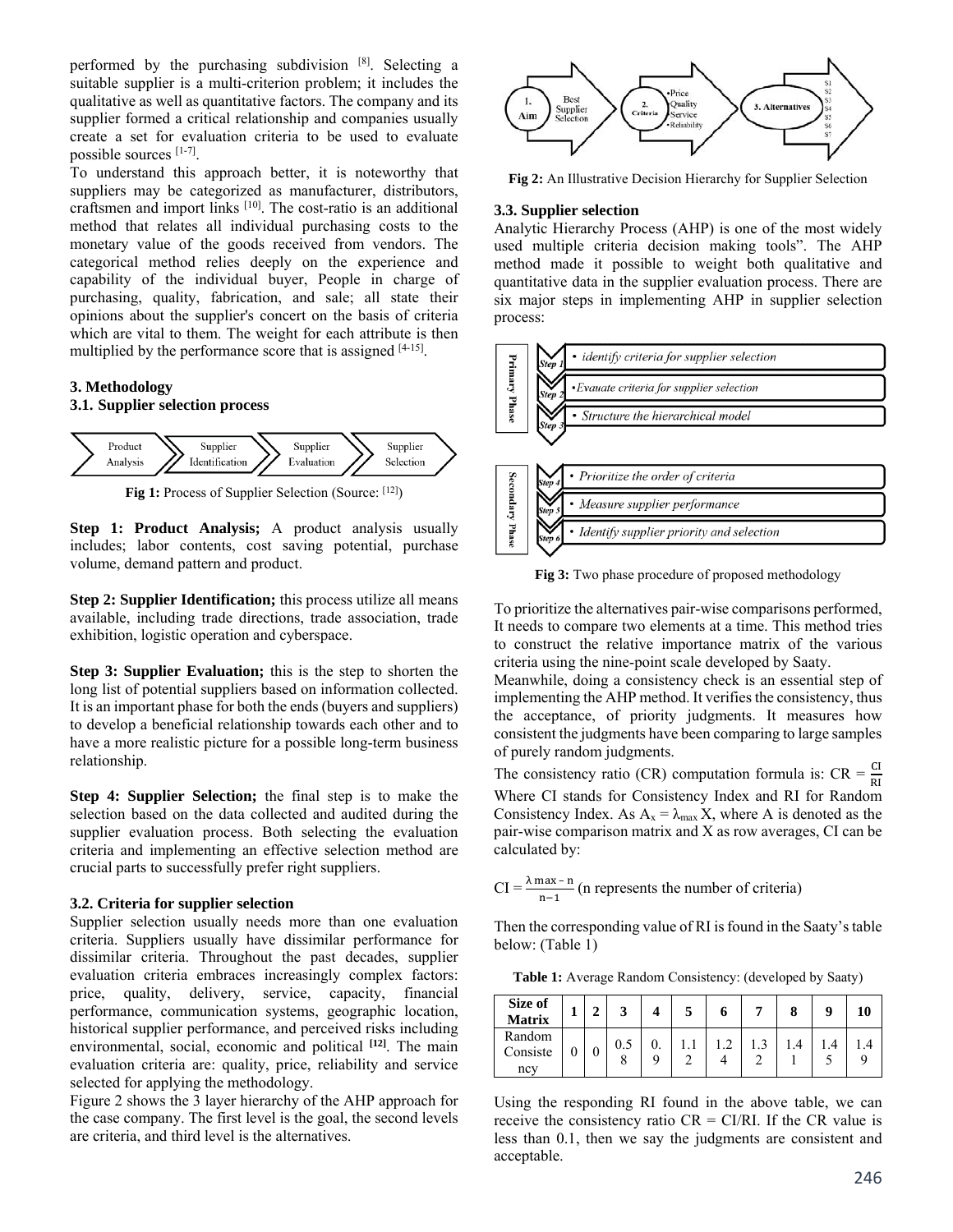performed by the purchasing subdivision [8]. Selecting a suitable supplier is a multi-criterion problem; it includes the qualitative as well as quantitative factors. The company and its supplier formed a critical relationship and companies usually create a set for evaluation criteria to be used to evaluate possible sources [1-7].

To understand this approach better, it is noteworthy that suppliers may be categorized as manufacturer, distributors, craftsmen and import links [10]. The cost-ratio is an additional method that relates all individual purchasing costs to the monetary value of the goods received from vendors. The categorical method relies deeply on the experience and capability of the individual buyer, People in charge of purchasing, quality, fabrication, and sale; all state their opinions about the supplier's concert on the basis of criteria which are vital to them. The weight for each attribute is then multiplied by the performance score that is assigned [4-15].

## 3. Methodology

### 3.1. Supplier selection process

Product Analysis → Supplier Identification → Supplier Evaluation → Supplier Selection

**Fig 1:** Process of Supplier Selection (Source: [12])

**Step 1: Product Analysis;** A product analysis usually includes; labor contents, cost saving potential, purchase volume, demand pattern and product.

**Step 2: Supplier Identification;** this process utilize all means available, including trade directions, trade association, trade exhibition, logistic operation and cyberspace.

**Step 3: Supplier Evaluation;** this is the step to shorten the long list of potential suppliers based on information collected. It is an important phase for both the ends (buyers and suppliers) to develop a beneficial relationship towards each other and to have a more realistic picture for a possible long-term business relationship.

**Step 4: Supplier Selection;** the final step is to make the selection based on the data collected and audited during the supplier evaluation process. Both selecting the evaluation criteria and implementing an effective selection method are crucial parts to successfully prefer right suppliers.

### 3.2. Criteria for supplier selection

Supplier selection usually needs more than one evaluation criteria. Suppliers usually have dissimilar performance for dissimilar criteria. Throughout the past decades, supplier evaluation criteria embraces increasingly complex factors: price, quality, delivery, service, capacity, financial performance, communication systems, geographic location, historical supplier performance, and perceived risks including environmental, social, economic and political **[12]**. The main evaluation criteria are: quality, price, reliability and service selected for applying the methodology.

Figure 2 shows the 3 layer hierarchy of the AHP approach for the case company. The first level is the goal, the second levels are criteria, and third level is the alternatives.

1. Aim: Best Supplier Selection → 2. Criteria: •Price •Quality •Service •Reliability → 3. Alternatives: S1 S2 S3 S4 S5 S6 S7

**Fig 2:** An Illustrative Decision Hierarchy for Supplier Selection

### 3.3. Supplier selection

Analytic Hierarchy Process (AHP) is one of the most widely used multiple criteria decision making tools". The AHP method made it possible to weight both qualitative and quantitative data in the supplier evaluation process. There are six major steps in implementing AHP in supplier selection process:

**Primary Phase**
- Step 1 • *identify criteria for supplier selection*
- Step 2 •*Evauate criteria for supplier selection*
- Step 3 • *Structure the hierarchical model*

**Secondary Phase**
- Step 4 • *Prioritize the order of criteria*
- Step 5 • *Measure supplier performance*
- Step 6 • *Identify supplier priority and selection*

**Fig 3:** Two phase procedure of proposed methodology

To prioritize the alternatives pair-wise comparisons performed, It needs to compare two elements at a time. This method tries to construct the relative importance matrix of the various criteria using the nine-point scale developed by Saaty.

Meanwhile, doing a consistency check is an essential step of implementing the AHP method. It verifies the consistency, thus the acceptance, of priority judgments. It measures how consistent the judgments have been comparing to large samples of purely random judgments.

The consistency ratio (CR) computation formula is: $CR = \frac{CI}{RI}$

Where CI stands for Consistency Index and RI for Random Consistency Index. As $A_x = \lambda_{max} X$, where A is denoted as the pair-wise comparison matrix and X as row averages, CI can be calculated by:

$CI = \frac{\lambda max - n}{n-1}$ (n represents the number of criteria)

Then the corresponding value of RI is found in the Saaty's table below: (Table 1)

**Table 1:** Average Random Consistency: (developed by Saaty)

| Size of Matrix | 1 | 2 | 3 | 4 | 5 | 6 | 7 | 8 | 9 | 10 |
|---|---|---|---|---|---|---|---|---|---|---|
| Random Consistency | 0 | 0 | 0.58 | 0.9 | 1.12 | 1.24 | 1.32 | 1.41 | 1.45 | 1.49 |

Using the responding RI found in the above table, we can receive the consistency ratio CR = CI/RI. If the CR value is less than 0.1, then we say the judgments are consistent and acceptable.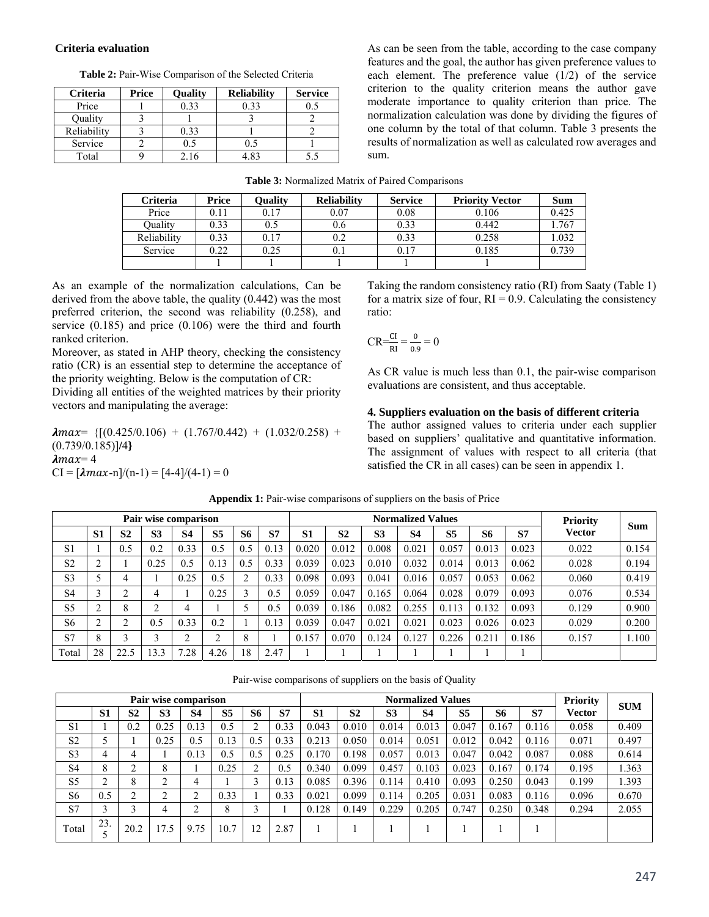**Criteria evaluation**

**Table 2:** Pair-Wise Comparison of the Selected Criteria

| Criteria | Price | Quality | Reliability | Service |
|---|---|---|---|---|
| Price | 1 | 0.33 | 0.33 | 0.5 |
| Quality | 3 | 1 | 3 | 2 |
| Reliability | 3 | 0.33 | 1 | 2 |
| Service | 2 | 0.5 | 0.5 | 1 |
| Total | 9 | 2.16 | 4.83 | 5.5 |

As can be seen from the table, according to the case company features and the goal, the author has given preference values to each element. The preference value (1/2) of the service criterion to the quality criterion means the author gave moderate importance to quality criterion than price. The normalization calculation was done by dividing the figures of one column by the total of that column. Table 3 presents the results of normalization as well as calculated row averages and sum.

**Table 3:** Normalized Matrix of Paired Comparisons

| Criteria | Price | Quality | Reliability | Service | Priority Vector | Sum |
|---|---|---|---|---|---|---|
| Price | 0.11 | 0.17 | 0.07 | 0.08 | 0.106 | 0.425 |
| Quality | 0.33 | 0.5 | 0.6 | 0.33 | 0.442 | 1.767 |
| Reliability | 0.33 | 0.17 | 0.2 | 0.33 | 0.258 | 1.032 |
| Service | 0.22 | 0.25 | 0.1 | 0.17 | 0.185 | 0.739 |
| | 1 | 1 | 1 | 1 | 1 | |

As an example of the normalization calculations, Can be derived from the above table, the quality (0.442) was the most preferred criterion, the second was reliability (0.258), and service (0.185) and price (0.106) were the third and fourth ranked criterion.

Moreover, as stated in AHP theory, checking the consistency ratio (CR) is an essential step to determine the acceptance of the priority weighting. Below is the computation of CR:

Dividing all entities of the weighted matrices by their priority vectors and manipulating the average:

$\lambda max$= {[(0.425/0.106) + (1.767/0.442) + (1.032/0.258) + (0.739/0.185)]/4}

$\lambda max$= 4

CI = [$\lambda max$-n]/(n-1) = [4-4]/(4-1) = 0

Taking the random consistency ratio (RI) from Saaty (Table 1) for a matrix size of four, RI = 0.9. Calculating the consistency ratio:

$$CR=\frac{CI}{RI} = \frac{0}{0.9} = 0$$

As CR value is much less than 0.1, the pair-wise comparison evaluations are consistent, and thus acceptable.

### 4. Suppliers evaluation on the basis of different criteria

The author assigned values to criteria under each supplier based on suppliers' qualitative and quantitative information. The assignment of values with respect to all criteria (that satisfied the CR in all cases) can be seen in appendix 1.

**Appendix 1:** Pair-wise comparisons of suppliers on the basis of Price

| Pair wise comparison | | | | | | | | Normalized Values | | | | | | | Priority Vector | Sum |
|---|---|---|---|---|---|---|---|---|---|---|---|---|---|---|---|---|
| | S1 | S2 | S3 | S4 | S5 | S6 | S7 | S1 | S2 | S3 | S4 | S5 | S6 | S7 | | |
| S1 | 1 | 0.5 | 0.2 | 0.33 | 0.5 | 0.5 | 0.13 | 0.020 | 0.012 | 0.008 | 0.021 | 0.057 | 0.013 | 0.023 | 0.022 | 0.154 |
| S2 | 2 | 1 | 0.25 | 0.5 | 0.13 | 0.5 | 0.33 | 0.039 | 0.023 | 0.010 | 0.032 | 0.014 | 0.013 | 0.062 | 0.028 | 0.194 |
| S3 | 5 | 4 | 1 | 0.25 | 0.5 | 2 | 0.33 | 0.098 | 0.093 | 0.041 | 0.016 | 0.057 | 0.053 | 0.062 | 0.060 | 0.419 |
| S4 | 3 | 2 | 4 | 1 | 0.25 | 3 | 0.5 | 0.059 | 0.047 | 0.165 | 0.064 | 0.028 | 0.079 | 0.093 | 0.076 | 0.534 |
| S5 | 2 | 8 | 2 | 4 | 1 | 5 | 0.5 | 0.039 | 0.186 | 0.082 | 0.255 | 0.113 | 0.132 | 0.093 | 0.129 | 0.900 |
| S6 | 2 | 2 | 0.5 | 0.33 | 0.2 | 1 | 0.13 | 0.039 | 0.047 | 0.021 | 0.021 | 0.023 | 0.026 | 0.023 | 0.029 | 0.200 |
| S7 | 8 | 3 | 3 | 2 | 2 | 8 | 1 | 0.157 | 0.070 | 0.124 | 0.127 | 0.226 | 0.211 | 0.186 | 0.157 | 1.100 |
| Total | 28 | 22.5 | 13.3 | 7.28 | 4.26 | 18 | 2.47 | 1 | 1 | 1 | 1 | 1 | 1 | 1 | | |

Pair-wise comparisons of suppliers on the basis of Quality

| Pair wise comparison | | | | | | | | Normalized Values | | | | | | | Priority Vector | SUM |
|---|---|---|---|---|---|---|---|---|---|---|---|---|---|---|---|---|
| | S1 | S2 | S3 | S4 | S5 | S6 | S7 | S1 | S2 | S3 | S4 | S5 | S6 | S7 | | |
| S1 | 1 | 0.2 | 0.25 | 0.13 | 0.5 | 2 | 0.33 | 0.043 | 0.010 | 0.014 | 0.013 | 0.047 | 0.167 | 0.116 | 0.058 | 0.409 |
| S2 | 5 | 1 | 0.25 | 0.5 | 0.13 | 0.5 | 0.33 | 0.213 | 0.050 | 0.014 | 0.051 | 0.012 | 0.042 | 0.116 | 0.071 | 0.497 |
| S3 | 4 | 4 | 1 | 0.13 | 0.5 | 0.5 | 0.25 | 0.170 | 0.198 | 0.057 | 0.013 | 0.047 | 0.042 | 0.087 | 0.088 | 0.614 |
| S4 | 8 | 2 | 8 | 1 | 0.25 | 2 | 0.5 | 0.340 | 0.099 | 0.457 | 0.103 | 0.023 | 0.167 | 0.174 | 0.195 | 1.363 |
| S5 | 2 | 8 | 2 | 4 | 1 | 3 | 0.13 | 0.085 | 0.396 | 0.114 | 0.410 | 0.093 | 0.250 | 0.043 | 0.199 | 1.393 |
| S6 | 0.5 | 2 | 2 | 2 | 0.33 | 1 | 0.33 | 0.021 | 0.099 | 0.114 | 0.205 | 0.031 | 0.083 | 0.116 | 0.096 | 0.670 |
| S7 | 3 | 3 | 4 | 2 | 8 | 3 | 1 | 0.128 | 0.149 | 0.229 | 0.205 | 0.747 | 0.250 | 0.348 | 0.294 | 2.055 |
| Total | 23.5 | 20.2 | 17.5 | 9.75 | 10.7 | 12 | 2.87 | 1 | 1 | 1 | 1 | 1 | 1 | 1 | | |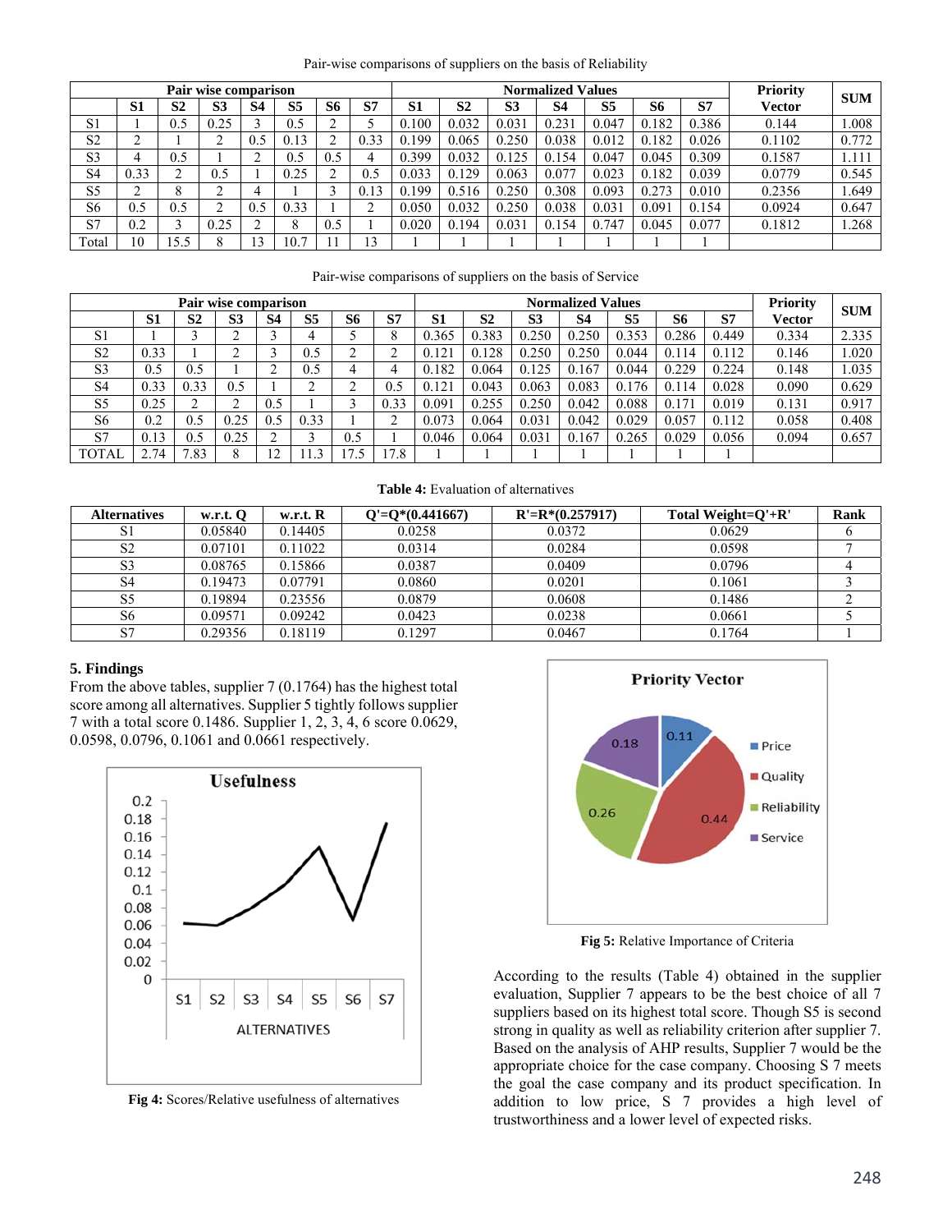Pair-wise comparisons of suppliers on the basis of Reliability

| Pair wise comparison | | | | | | | | Normalized Values | | | | | | | Priority Vector | SUM |
|---|---|---|---|---|---|---|---|---|---|---|---|---|---|---|---|---|
| | S1 | S2 | S3 | S4 | S5 | S6 | S7 | S1 | S2 | S3 | S4 | S5 | S6 | S7 | | |
| S1 | 1 | 0.5 | 0.25 | 3 | 0.5 | 2 | 5 | 0.100 | 0.032 | 0.031 | 0.231 | 0.047 | 0.182 | 0.386 | 0.144 | 1.008 |
| S2 | 2 | 1 | 2 | 0.5 | 0.13 | 2 | 0.33 | 0.199 | 0.065 | 0.250 | 0.038 | 0.012 | 0.182 | 0.026 | 0.1102 | 0.772 |
| S3 | 4 | 0.5 | 1 | 2 | 0.5 | 0.5 | 4 | 0.399 | 0.032 | 0.125 | 0.154 | 0.047 | 0.045 | 0.309 | 0.1587 | 1.111 |
| S4 | 0.33 | 2 | 0.5 | 1 | 0.25 | 2 | 0.5 | 0.033 | 0.129 | 0.063 | 0.077 | 0.023 | 0.182 | 0.039 | 0.0779 | 0.545 |
| S5 | 2 | 8 | 2 | 4 | 1 | 3 | 0.13 | 0.199 | 0.516 | 0.250 | 0.308 | 0.093 | 0.273 | 0.010 | 0.2356 | 1.649 |
| S6 | 0.5 | 0.5 | 2 | 0.5 | 0.33 | 1 | 2 | 0.050 | 0.032 | 0.250 | 0.038 | 0.031 | 0.091 | 0.154 | 0.0924 | 0.647 |
| S7 | 0.2 | 3 | 0.25 | 2 | 8 | 0.5 | 1 | 0.020 | 0.194 | 0.031 | 0.154 | 0.747 | 0.045 | 0.077 | 0.1812 | 1.268 |
| Total | 10 | 15.5 | 8 | 13 | 10.7 | 11 | 13 | 1 | 1 | 1 | 1 | 1 | 1 | 1 | | |

Pair-wise comparisons of suppliers on the basis of Service

| Pair wise comparison | | | | | | | | Normalized Values | | | | | | | Priority Vector | SUM |
|---|---|---|---|---|---|---|---|---|---|---|---|---|---|---|---|---|
| | S1 | S2 | S3 | S4 | S5 | S6 | S7 | S1 | S2 | S3 | S4 | S5 | S6 | S7 | | |
| S1 | 1 | 3 | 2 | 3 | 4 | 5 | 8 | 0.365 | 0.383 | 0.250 | 0.250 | 0.353 | 0.286 | 0.449 | 0.334 | 2.335 |
| S2 | 0.33 | 1 | 2 | 3 | 0.5 | 2 | 2 | 0.121 | 0.128 | 0.250 | 0.250 | 0.044 | 0.114 | 0.112 | 0.146 | 1.020 |
| S3 | 0.5 | 0.5 | 1 | 2 | 0.5 | 4 | 4 | 0.182 | 0.064 | 0.125 | 0.167 | 0.044 | 0.229 | 0.224 | 0.148 | 1.035 |
| S4 | 0.33 | 0.33 | 0.5 | 1 | 2 | 2 | 0.5 | 0.121 | 0.043 | 0.063 | 0.083 | 0.176 | 0.114 | 0.028 | 0.090 | 0.629 |
| S5 | 0.25 | 2 | 2 | 0.5 | 1 | 3 | 0.33 | 0.091 | 0.255 | 0.250 | 0.042 | 0.088 | 0.171 | 0.019 | 0.131 | 0.917 |
| S6 | 0.2 | 0.5 | 0.25 | 0.5 | 0.33 | 1 | 2 | 0.073 | 0.064 | 0.031 | 0.042 | 0.029 | 0.057 | 0.112 | 0.058 | 0.408 |
| S7 | 0.13 | 0.5 | 0.25 | 2 | 3 | 0.5 | 1 | 0.046 | 0.064 | 0.031 | 0.167 | 0.265 | 0.029 | 0.056 | 0.094 | 0.657 |
| TOTAL | 2.74 | 7.83 | 8 | 12 | 11.3 | 17.5 | 17.8 | 1 | 1 | 1 | 1 | 1 | 1 | 1 | | |

**Table 4:** Evaluation of alternatives

| Alternatives | w.r.t. Q | w.r.t. R | Q'=Q*(0.441667) | R'=R*(0.257917) | Total Weight=Q'+R' | Rank |
|---|---|---|---|---|---|---|
| S1 | 0.05840 | 0.14405 | 0.0258 | 0.0372 | 0.0629 | 6 |
| S2 | 0.07101 | 0.11022 | 0.0314 | 0.0284 | 0.0598 | 7 |
| S3 | 0.08765 | 0.15866 | 0.0387 | 0.0409 | 0.0796 | 4 |
| S4 | 0.19473 | 0.07791 | 0.0860 | 0.0201 | 0.1061 | 3 |
| S5 | 0.19894 | 0.23556 | 0.0879 | 0.0608 | 0.1486 | 2 |
| S6 | 0.09571 | 0.09242 | 0.0423 | 0.0238 | 0.0661 | 5 |
| S7 | 0.29356 | 0.18119 | 0.1297 | 0.0467 | 0.1764 | 1 |

## 5. Findings

From the above tables, supplier 7 (0.1764) has the highest total score among all alternatives. Supplier 5 tightly follows supplier 7 with a total score 0.1486. Supplier 1, 2, 3, 4, 6 score 0.0629, 0.0598, 0.0796, 0.1061 and 0.0661 respectively.

**Fig 4:** Scores/Relative usefulness of alternatives

**Fig 5:** Relative Importance of Criteria

According to the results (Table 4) obtained in the supplier evaluation, Supplier 7 appears to be the best choice of all 7 suppliers based on its highest total score. Though S5 is second strong in quality as well as reliability criterion after supplier 7. Based on the analysis of AHP results, Supplier 7 would be the appropriate choice for the case company. Choosing S 7 meets the goal the case company and its product specification. In addition to low price, S 7 provides a high level of trustworthiness and a lower level of expected risks.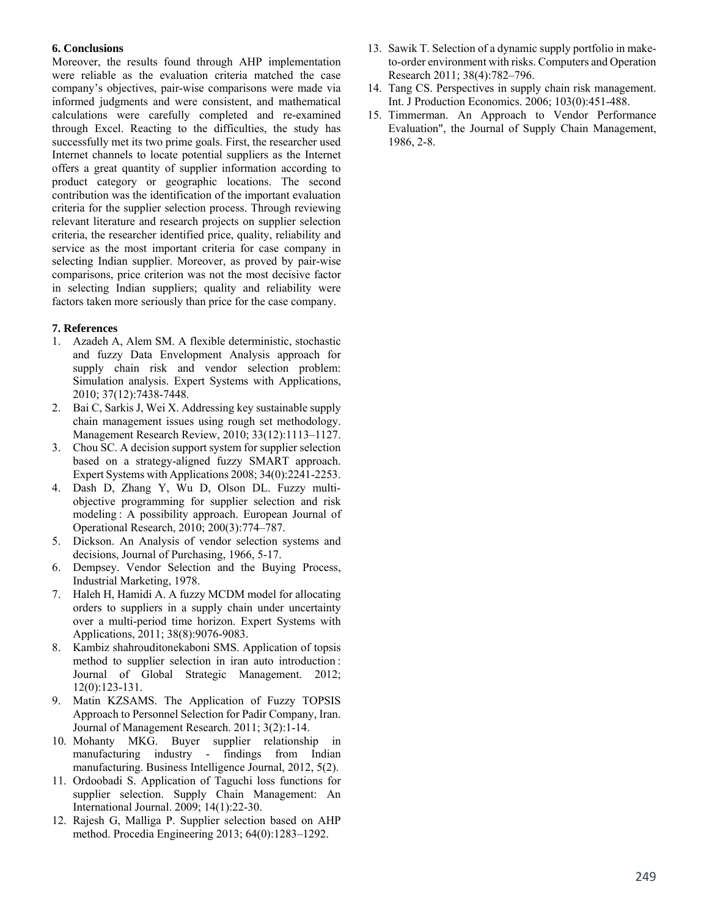## 6. Conclusions

Moreover, the results found through AHP implementation were reliable as the evaluation criteria matched the case company's objectives, pair-wise comparisons were made via informed judgments and were consistent, and mathematical calculations were carefully completed and re-examined through Excel. Reacting to the difficulties, the study has successfully met its two prime goals. First, the researcher used Internet channels to locate potential suppliers as the Internet offers a great quantity of supplier information according to product category or geographic locations. The second contribution was the identification of the important evaluation criteria for the supplier selection process. Through reviewing relevant literature and research projects on supplier selection criteria, the researcher identified price, quality, reliability and service as the most important criteria for case company in selecting Indian supplier. Moreover, as proved by pair-wise comparisons, price criterion was not the most decisive factor in selecting Indian suppliers; quality and reliability were factors taken more seriously than price for the case company.

## 7. References

1. Azadeh A, Alem SM. A flexible deterministic, stochastic and fuzzy Data Envelopment Analysis approach for supply chain risk and vendor selection problem: Simulation analysis. Expert Systems with Applications, 2010; 37(12):7438-7448.
2. Bai C, Sarkis J, Wei X. Addressing key sustainable supply chain management issues using rough set methodology. Management Research Review, 2010; 33(12):1113–1127.
3. Chou SC. A decision support system for supplier selection based on a strategy-aligned fuzzy SMART approach. Expert Systems with Applications 2008; 34(0):2241-2253.
4. Dash D, Zhang Y, Wu D, Olson DL. Fuzzy multi-objective programming for supplier selection and risk modeling : A possibility approach. European Journal of Operational Research, 2010; 200(3):774–787.
5. Dickson. An Analysis of vendor selection systems and decisions, Journal of Purchasing, 1966, 5-17.
6. Dempsey. Vendor Selection and the Buying Process, Industrial Marketing, 1978.
7. Haleh H, Hamidi A. A fuzzy MCDM model for allocating orders to suppliers in a supply chain under uncertainty over a multi-period time horizon. Expert Systems with Applications, 2011; 38(8):9076-9083.
8. Kambiz shahrouditonekaboni SMS. Application of topsis method to supplier selection in iran auto introduction : Journal of Global Strategic Management. 2012; 12(0):123-131.
9. Matin KZSAMS. The Application of Fuzzy TOPSIS Approach to Personnel Selection for Padir Company, Iran. Journal of Management Research. 2011; 3(2):1-14.
10. Mohanty MKG. Buyer supplier relationship in manufacturing industry - findings from Indian manufacturing. Business Intelligence Journal, 2012, 5(2).
11. Ordoobadi S. Application of Taguchi loss functions for supplier selection. Supply Chain Management: An International Journal. 2009; 14(1):22-30.
12. Rajesh G, Malliga P. Supplier selection based on AHP method. Procedia Engineering 2013; 64(0):1283–1292.
13. Sawik T. Selection of a dynamic supply portfolio in make-to-order environment with risks. Computers and Operation Research 2011; 38(4):782–796.
14. Tang CS. Perspectives in supply chain risk management. Int. J Production Economics. 2006; 103(0):451-488.
15. Timmerman. An Approach to Vendor Performance Evaluation", the Journal of Supply Chain Management, 1986, 2-8.